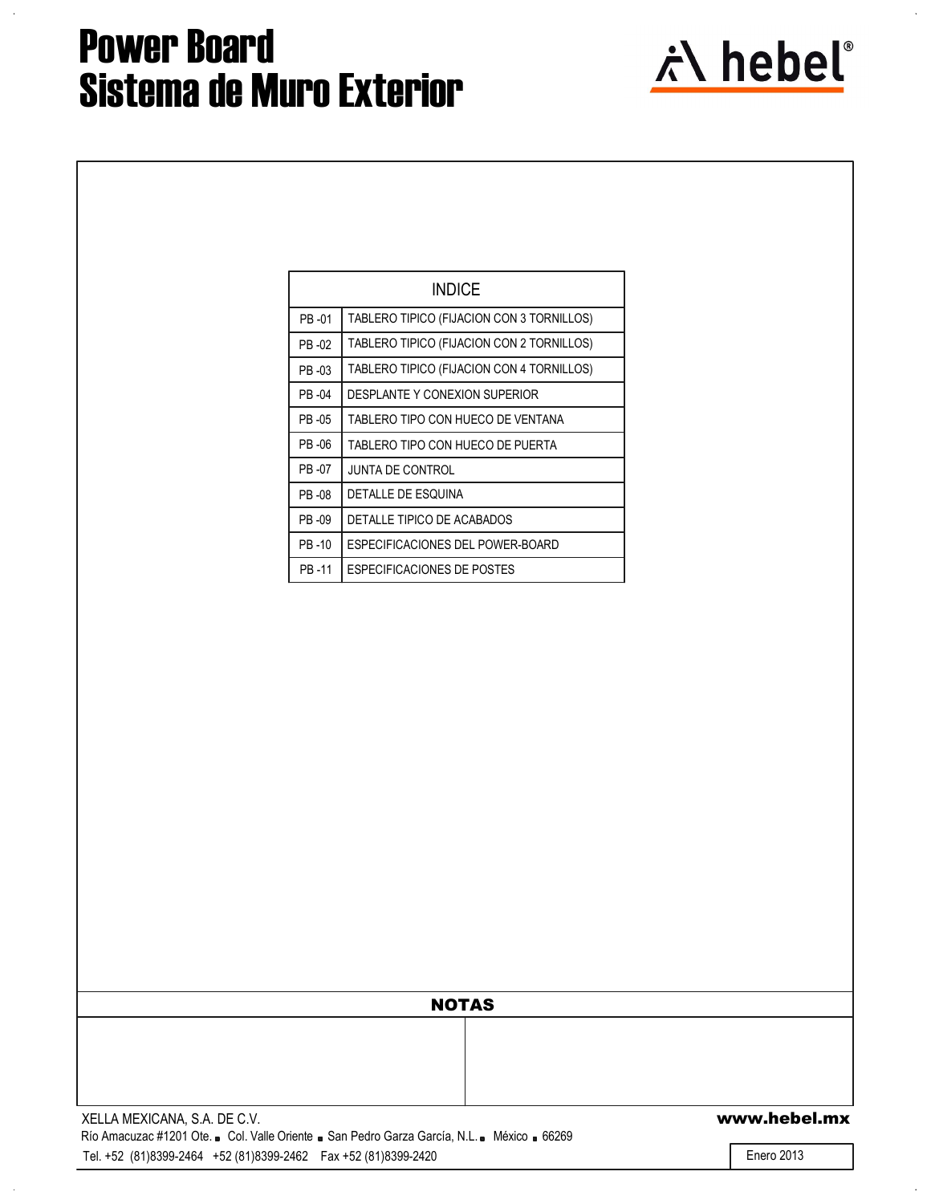# Power Board
# Sistema de Muro Exterior

hebel®

| INDICE | |
|---|---|
| PB -01 | TABLERO TIPICO (FIJACION CON 3 TORNILLOS) |
| PB -02 | TABLERO TIPICO (FIJACION CON 2 TORNILLOS) |
| PB -03 | TABLERO TIPICO (FIJACION CON 4 TORNILLOS) |
| PB -04 | DESPLANTE Y CONEXION SUPERIOR |
| PB -05 | TABLERO TIPO CON HUECO DE VENTANA |
| PB -06 | TABLERO TIPO CON HUECO DE PUERTA |
| PB -07 | JUNTA DE CONTROL |
| PB -08 | DETALLE DE ESQUINA |
| PB -09 | DETALLE TIPICO DE ACABADOS |
| PB -10 | ESPECIFICACIONES DEL POWER-BOARD |
| PB -11 | ESPECIFICACIONES DE POSTES |

**NOTAS**

XELLA MEXICANA, S.A. DE C.V.
Río Amacuzac #1201 Ote. ■ Col. Valle Oriente ■ San Pedro Garza García, N.L. ■ México ■ 66269
Tel. +52 (81)8399-2464 +52 (81)8399-2462 Fax +52 (81)8399-2420

**www.hebel.mx**

Enero 2013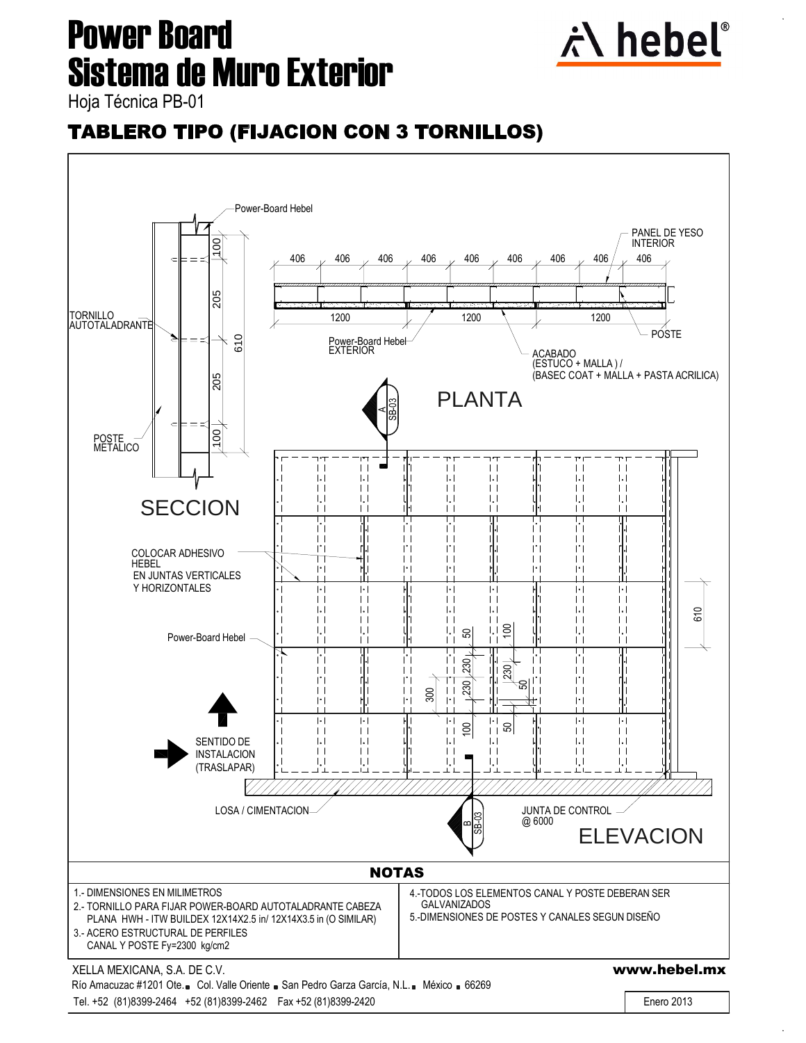# Power Board
# Sistema de Muro Exterior

Hoja Técnica PB-01

## TABLERO TIPO (FIJACION CON 3 TORNILLOS)

Power-Board Hebel

PANEL DE YESO INTERIOR

406 406 406 406 406 406 406 406 406

1200 1200 1200

TORNILLO AUTOTALADRANTE

100 205 610 205 100

Power-Board Hebel EXTERIOR

POSTE

ACABADO (ESTUCO + MALLA ) / (BASEC COAT + MALLA + PASTA ACRILICA)

PLANTA

A SB-03

POSTE METALICO

SECCION

COLOCAR ADHESIVO HEBEL EN JUNTAS VERTICALES Y HORIZONTALES

Power-Board Hebel

610

50 100 230 230 300 230 50 230 100 50 50

SENTIDO DE INSTALACION (TRASLAPAR)

LOSA / CIMENTACION

B SB-03

JUNTA DE CONTROL @ 6000

ELEVACION

### NOTAS

1.- DIMENSIONES EN MILIMETROS
2.- TORNILLO PARA FIJAR POWER-BOARD AUTOTALADRANTE CABEZA PLANA HWH - ITW BUILDEX 12X14X2.5 in/ 12X14X3.5 in (O SIMILAR)
3.- ACERO ESTRUCTURAL DE PERFILES CANAL Y POSTE Fy=2300 kg/cm2
4.-TODOS LOS ELEMENTOS CANAL Y POSTE DEBERAN SER GALVANIZADOS
5.-DIMENSIONES DE POSTES Y CANALES SEGUN DISEÑO

XELLA MEXICANA, S.A. DE C.V.
Río Amacuzac #1201 Ote. ■ Col. Valle Oriente ■ San Pedro García, N.L. ■ México ■ 66269
Tel. +52 (81)8399-2464 +52 (81)8399-2462 Fax +52 (81)8399-2420

www.hebel.mx

Enero 2013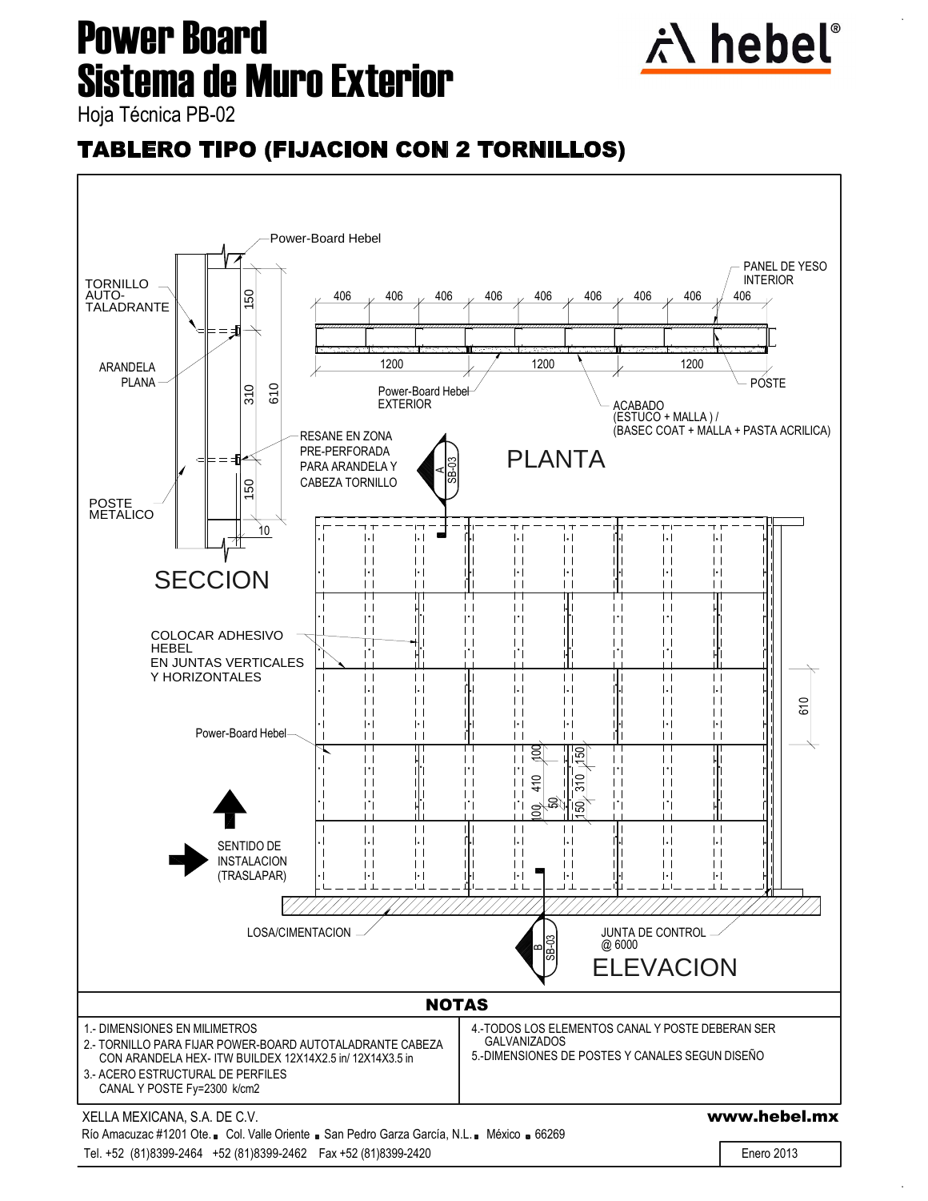# Power Board
# Sistema de Muro Exterior

Hoja Técnica PB-02

## TABLERO TIPO (FIJACION CON 2 TORNILLOS)

Power-Board Hebel

TORNILLO AUTO-TALADRANTE

ARANDELA PLANA

POSTE METALICO

150
310
610
150
10

SECCION

PANEL DE YESO INTERIOR

406 406 406 406 406 406 406 406 406

1200 1200 1200

POSTE

Power-Board Hebel EXTERIOR

ACABADO (ESTUCO + MALLA ) / (BASEC COAT + MALLA + PASTA ACRILICA)

RESANE EN ZONA PRE-PERFORADA PARA ARANDELA Y CABEZA TORNILLO

A SB-03

PLANTA

COLOCAR ADHESIVO HEBEL EN JUNTAS VERTICALES Y HORIZONTALES

Power-Board Hebel

610

100
410
100
50
150
310
150

SENTIDO DE INSTALACION (TRASLAPAR)

LOSA/CIMENTACION

B SB-03

JUNTA DE CONTROL @ 6000

ELEVACION

### NOTAS

1.- DIMENSIONES EN MILIMETROS
2.- TORNILLO PARA FIJAR POWER-BOARD AUTOTALADRANTE CABEZA CON ARANDELA HEX- ITW BUILDEX 12X14X2.5 in/ 12X14X3.5 in
3.- ACERO ESTRUCTURAL DE PERFILES CANAL Y POSTE Fy=2300 k/cm2
4.-TODOS LOS ELEMENTOS CANAL Y POSTE DEBERAN SER GALVANIZADOS
5.-DIMENSIONES DE POSTES Y CANALES SEGUN DISEÑO

XELLA MEXICANA, S.A. DE C.V.
Río Amacuzac #1201 Ote. ■ Col. Valle Oriente ■ San Pedro Garza García, N.L. ■ México ■ 66269
Tel. +52 (81)8399-2464 +52 (81)8399-2462 Fax +52 (81)8399-2420

**www.hebel.mx**

Enero 2013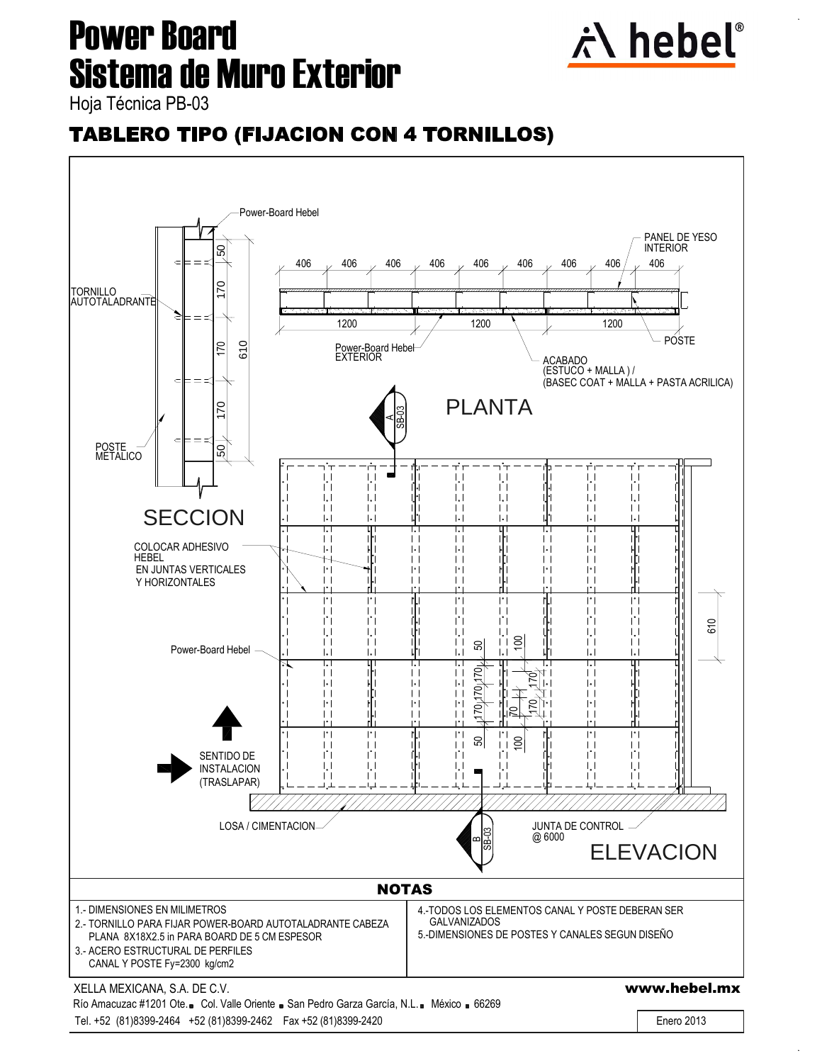# Power Board
# Sistema de Muro Exterior

Hoja Técnica PB-03

## TABLERO TIPO (FIJACION CON 4 TORNILLOS)

Power-Board Hebel

TORNILLO AUTOTALADRANTE

POSTE METALICO

50 170 170 170 50 610

SECCION

PANEL DE YESO INTERIOR

406 406 406 406 406 406 406 406 406

1200 1200 1200

Power-Board Hebel EXTERIOR

ACABADO (ESTUCO + MALLA ) / (BASEC COAT + MALLA + PASTA ACRILICA)

POSTE

PLANTA

A SB-03

COLOCAR ADHESIVO HEBEL EN JUNTAS VERTICALES Y HORIZONTALES

Power-Board Hebel

SENTIDO DE INSTALACION (TRASLAPAR)

50 170 170 170 50

100 170 70 170 100

610

LOSA / CIMENTACION

B SB-03

JUNTA DE CONTROL @ 6000

ELEVACION

## NOTAS

1.- DIMENSIONES EN MILIMETROS
2.- TORNILLO PARA FIJAR POWER-BOARD AUTOTALADRANTE CABEZA PLANA 8X18X2.5 in PARA BOARD DE 5 CM ESPESOR
3.- ACERO ESTRUCTURAL DE PERFILES CANAL Y POSTE Fy=2300 kg/cm2
4.-TODOS LOS ELEMENTOS CANAL Y POSTE DEBERAN SER GALVANIZADOS
5.-DIMENSIONES DE POSTES Y CANALES SEGUN DISEÑO

XELLA MEXICANA, S.A. DE C.V.

Río Amacuzac #1201 Ote. Col. Valle Oriente San Pedro Garza García, N.L. México 66269

Tel. +52 (81)8399-2464 +52 (81)8399-2462 Fax +52 (81)8399-2420

www.hebel.mx

Enero 2013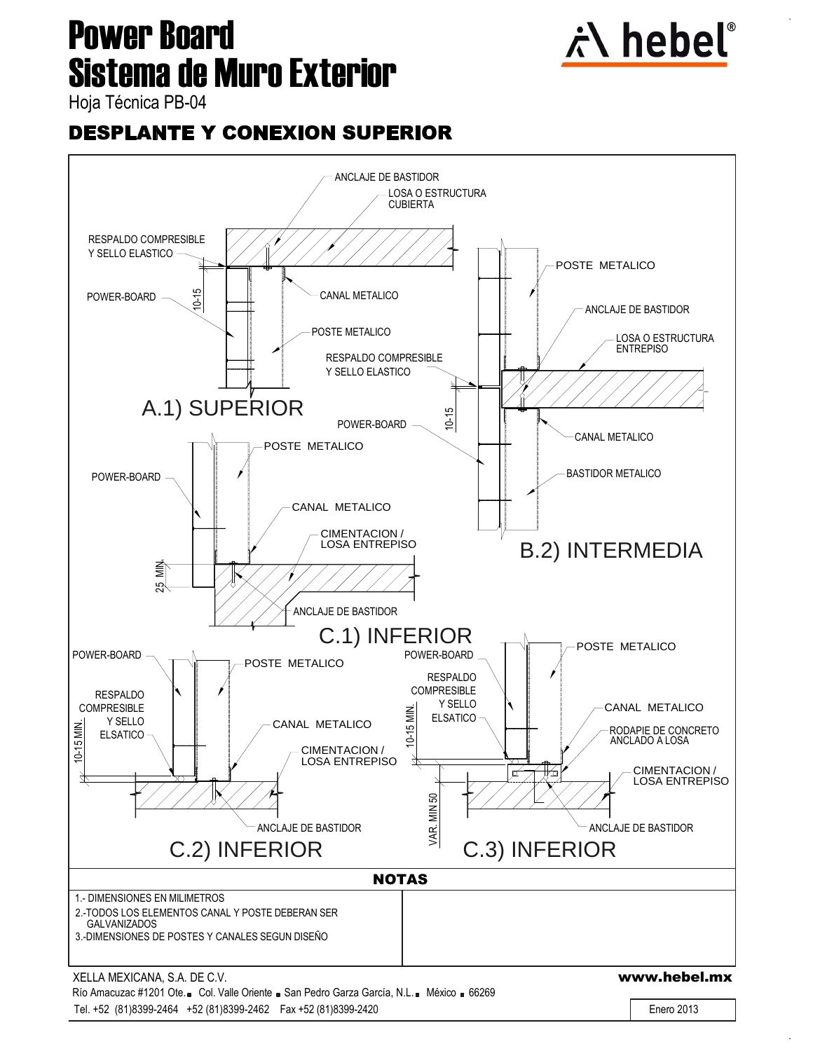# Power Board
# Sistema de Muro Exterior

Hoja Técnica PB-04

hebel®

## DESPLANTE Y CONEXION SUPERIOR

A.1) SUPERIOR

ANCLAJE DE BASTIDOR
LOSA O ESTRUCTURA CUBIERTA
RESPALDO COMPRESIBLE Y SELLO ELASTICO
POWER-BOARD
10-15
CANAL METALICO
POSTE METALICO

B.2) INTERMEDIA

POSTE METALICO
ANCLAJE DE BASTIDOR
LOSA O ESTRUCTURA ENTREPISO
RESPALDO COMPRESIBLE Y SELLO ELASTICO
10-15
POWER-BOARD
CANAL METALICO
BASTIDOR METALICO

C.1) INFERIOR

POSTE METALICO
POWER-BOARD
CANAL METALICO
CIMENTACION / LOSA ENTREPISO
25 MIN.
ANCLAJE DE BASTIDOR

C.2) INFERIOR

POWER-BOARD
POSTE METALICO
RESPALDO COMPRESIBLE Y SELLO ELSATICO
10-15 MIN.
CANAL METALICO
CIMENTACION / LOSA ENTREPISO
ANCLAJE DE BASTIDOR

C.3) INFERIOR

POWER-BOARD
POSTE METALICO
RESPALDO COMPRESIBLE Y SELLO ELSATICO
10-15 MIN.
CANAL METALICO
RODAPIE DE CONCRETO ANCLADO A LOSA
CIMENTACION / LOSA ENTREPISO
VAR. MIN 50
ANCLAJE DE BASTIDOR

### NOTAS

1.- DIMENSIONES EN MILIMETROS
2.-TODOS LOS ELEMENTOS CANAL Y POSTE DEBERAN SER GALVANIZADOS
3.-DIMENSIONES DE POSTES Y CANALES SEGUN DISEÑO

XELLA MEXICANA, S.A. DE C.V.
Río Amacuzac #1201 Ote. ■ Col. Valle Oriente ■ San Pedro Garza García, N.L. ■ México ■ 66269
Tel. +52 (81)8399-2464 +52 (81)8399-2462 Fax +52 (81)8399-2420

**www.hebel.mx**

Enero 2013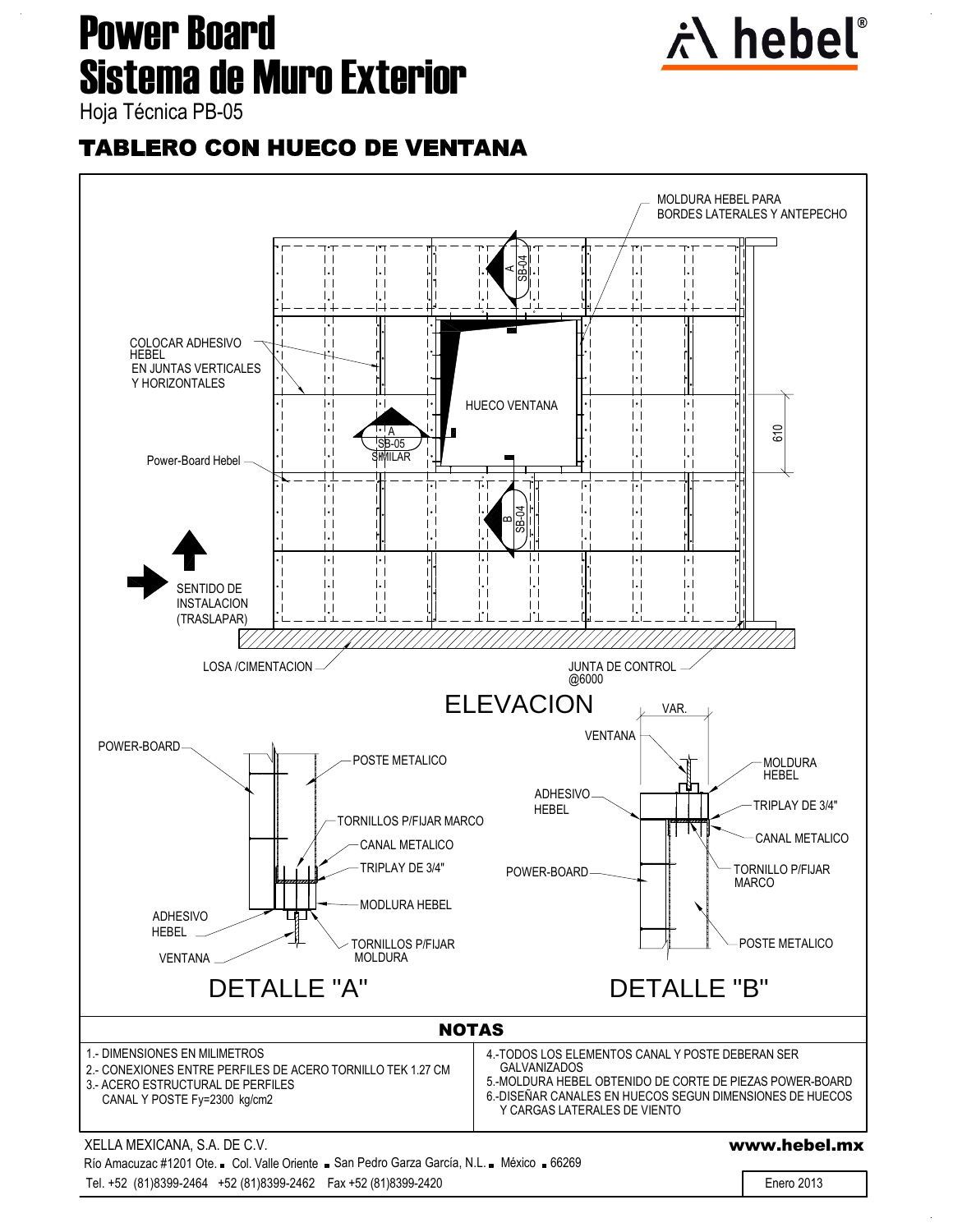# Power Board
# Sistema de Muro Exterior

Hoja Técnica PB-05

## TABLERO CON HUECO DE VENTANA

MOLDURA HEBEL PARA BORDES LATERALES Y ANTEPECHO

COLOCAR ADHESIVO HEBEL EN JUNTAS VERTICALES Y HORIZONTALES

HUECO VENTANA

A SB-04

A SB-05 SIMILAR

B SB-04

Power-Board Hebel

610

SENTIDO DE INSTALACION (TRASLAPAR)

LOSA /CIMENTACION

JUNTA DE CONTROL @6000

ELEVACION

POWER-BOARD

POSTE METALICO

TORNILLOS P/FIJAR MARCO

CANAL METALICO

TRIPLAY DE 3/4"

MODLURA HEBEL

ADHESIVO HEBEL

VENTANA

TORNILLOS P/FIJAR MOLDURA

DETALLE "A"

VAR.

VENTANA

ADHESIVO HEBEL

MOLDURA HEBEL

TRIPLAY DE 3/4"

CANAL METALICO

POWER-BOARD

TORNILLO P/FIJAR MARCO

POSTE METALICO

DETALLE "B"

## NOTAS

1.- DIMENSIONES EN MILIMETROS
2.- CONEXIONES ENTRE PERFILES DE ACERO TORNILLO TEK 1.27 CM
3.- ACERO ESTRUCTURAL DE PERFILES CANAL Y POSTE Fy=2300 kg/cm2
4.-TODOS LOS ELEMENTOS CANAL Y POSTE DEBERAN SER GALVANIZADOS
5.-MOLDURA HEBEL OBTENIDO DE CORTE DE PIEZAS POWER-BOARD
6.-DISEÑAR CANALES EN HUECOS SEGUN DIMENSIONES DE HUECOS Y CARGAS LATERALES DE VIENTO

XELLA MEXICANA, S.A. DE C.V.
Río Amacuzac #1201 Ote. Col. Valle Oriente San Pedro Garza García, N.L. México 66269
Tel. +52 (81)8399-2464 +52 (81)8399-2462 Fax +52 (81)8399-2420

www.hebel.mx

Enero 2013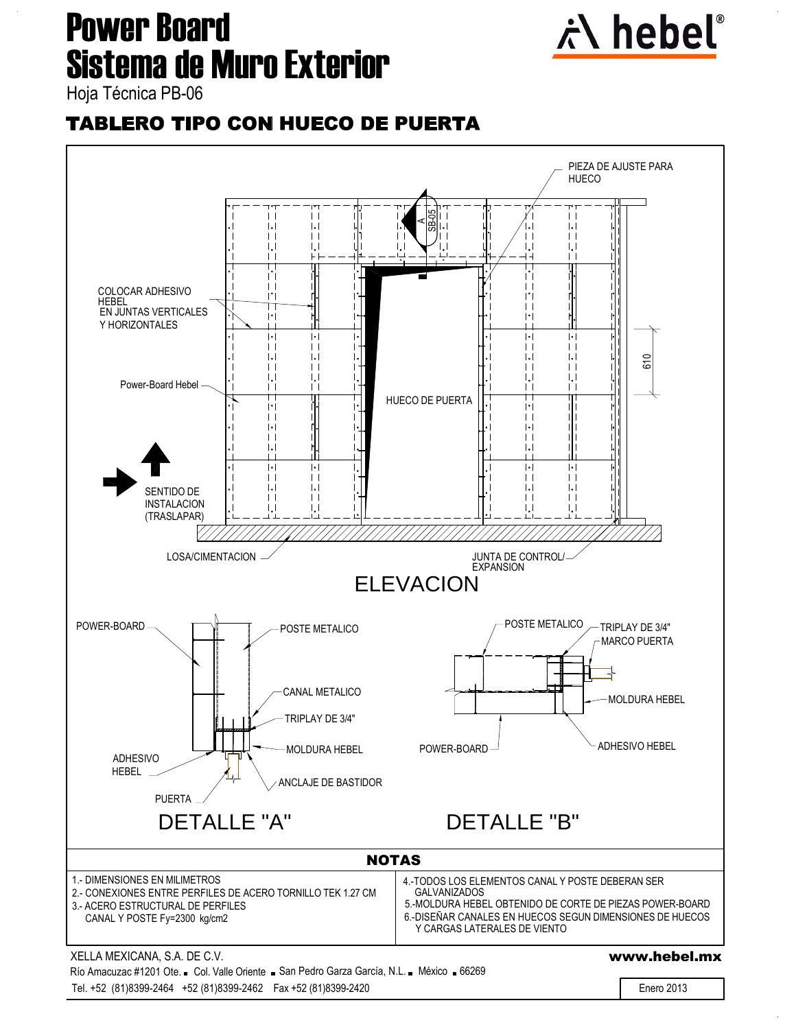# Power Board
# Sistema de Muro Exterior

Hoja Técnica PB-06

## TABLERO TIPO CON HUECO DE PUERTA

PIEZA DE AJUSTE PARA HUECO

A SB-05

COLOCAR ADHESIVO HEBEL EN JUNTAS VERTICALES Y HORIZONTALES

Power-Board Hebel

HUECO DE PUERTA

610

SENTIDO DE INSTALACION (TRASLAPAR)

LOSA/CIMENTACION

JUNTA DE CONTROL/ EXPANSION

ELEVACION

POWER-BOARD

POSTE METALICO

CANAL METALICO

TRIPLAY DE 3/4"

MOLDURA HEBEL

ADHESIVO HEBEL

ANCLAJE DE BASTIDOR

PUERTA

DETALLE "A"

POSTE METALICO

TRIPLAY DE 3/4"

MARCO PUERTA

MOLDURA HEBEL

POWER-BOARD

ADHESIVO HEBEL

DETALLE "B"

## NOTAS

1.- DIMENSIONES EN MILIMETROS
2.- CONEXIONES ENTRE PERFILES DE ACERO TORNILLO TEK 1.27 CM
3.- ACERO ESTRUCTURAL DE PERFILES
CANAL Y POSTE Fy=2300 kg/cm2
4.-TODOS LOS ELEMENTOS CANAL Y POSTE DEBERAN SER GALVANIZADOS
5.-MOLDURA HEBEL OBTENIDO DE CORTE DE PIEZAS POWER-BOARD
6.-DISEÑAR CANALES EN HUECOS SEGUN DIMENSIONES DE HUECOS Y CARGAS LATERALES DE VIENTO

XELLA MEXICANA, S.A. DE C.V.

Río Amacuzac #1201 Ote. ■ Col. Valle Oriente ■ San Pedro García García, N.L. ■ México ■ 66269

Tel. +52 (81)8399-2464 +52 (81)8399-2462 Fax +52 (81)8399-2420

www.hebel.mx

Enero 2013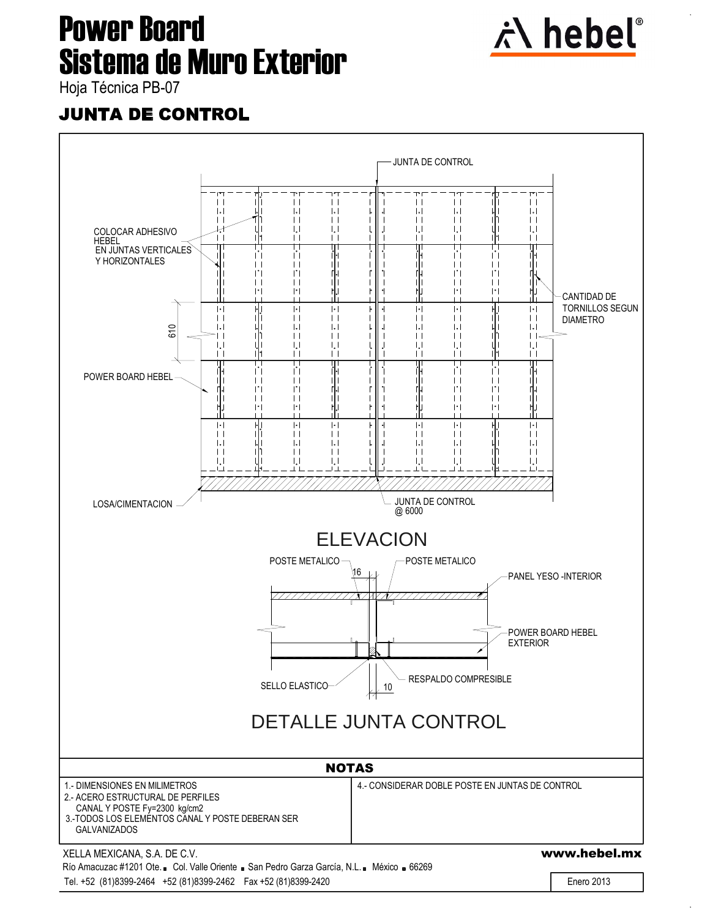# Power Board
# Sistema de Muro Exterior

Hoja Técnica PB-07

## JUNTA DE CONTROL

JUNTA DE CONTROL

COLOCAR ADHESIVO HEBEL EN JUNTAS VERTICALES Y HORIZONTALES

CANTIDAD DE TORNILLOS SEGUN DIAMETRO

610

POWER BOARD HEBEL

LOSA/CIMENTACION

JUNTA DE CONTROL @ 6000

### ELEVACION

POSTE METALICO

16

POSTE METALICO

PANEL YESO -INTERIOR

POWER BOARD HEBEL EXTERIOR

SELLO ELASTICO

10

RESPALDO COMPRESIBLE

### DETALLE JUNTA CONTROL

## NOTAS

1.- DIMENSIONES EN MILIMETROS

2.- ACERO ESTRUCTURAL DE PERFILES CANAL Y POSTE Fy=2300 kg/cm2

3.-TODOS LOS ELEMENTOS CANAL Y POSTE DEBERAN SER GALVANIZADOS

4.- CONSIDERAR DOBLE POSTE EN JUNTAS DE CONTROL

XELLA MEXICANA, S.A. DE C.V.

Río Amacuzac #1201 Ote. ■ Col. Valle Oriente ■ San Pedro Garza García, N.L. ■ México ■ 66269

Tel. +52 (81)8399-2464 +52 (81)8399-2462 Fax +52 (81)8399-2420

www.hebel.mx

Enero 2013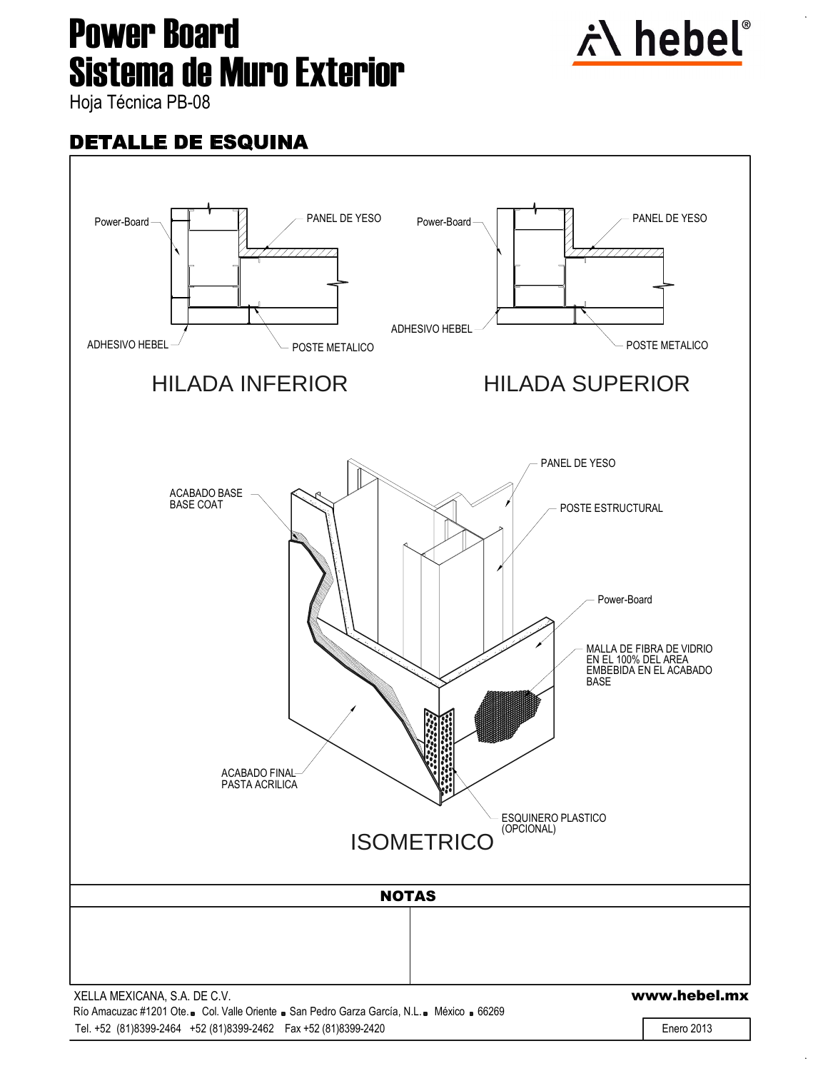# Power Board
# Sistema de Muro Exterior

Hoja Técnica PB-08

## DETALLE DE ESQUINA

Power-Board

PANEL DE YESO

ADHESIVO HEBEL

POSTE METALICO

HILADA INFERIOR

Power-Board

PANEL DE YESO

ADHESIVO HEBEL

POSTE METALICO

HILADA SUPERIOR

PANEL DE YESO

ACABADO BASE
BASE COAT

POSTE ESTRUCTURAL

Power-Board

MALLA DE FIBRA DE VIDRIO EN EL 100% DEL AREA EMBEBIDA EN EL ACABADO BASE

ACABADO FINAL
PASTA ACRILICA

ESQUINERO PLASTICO (OPCIONAL)

ISOMETRICO

## NOTAS

XELLA MEXICANA, S.A. DE C.V.

Río Amacuzac #1201 Ote. Col. Valle Oriente San Pedro Garza García, N.L. México 66269

Tel. +52 (81)8399-2464 +52 (81)8399-2462 Fax +52 (81)8399-2420

**www.hebel.mx**

Enero 2013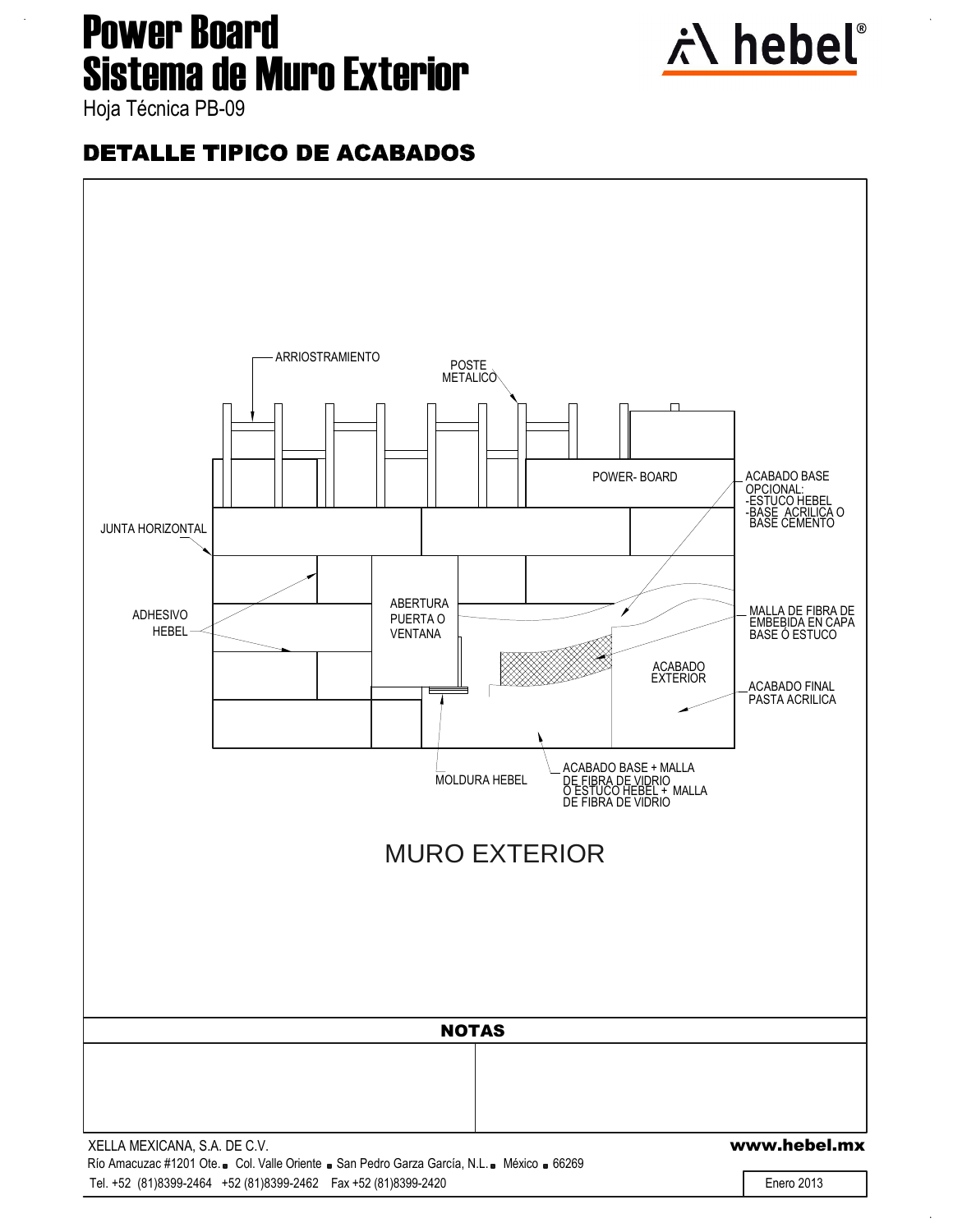# Power Board
# Sistema de Muro Exterior

Hoja Técnica PB-09

## DETALLE TIPICO DE ACABADOS

ARRIOSTRAMIENTO

POSTE METALICO

POWER- BOARD

ACABADO BASE OPCIONAL:
-ESTUCO HEBEL
-BASE ACRILICA O BASE CEMENTO

JUNTA HORIZONTAL

ABERTURA PUERTA O VENTANA

ADHESIVO HEBEL

MALLA DE FIBRA DE EMBEBIDA EN CAPA BASE Ó ESTUCO

ACABADO EXTERIOR

ACABADO FINAL PASTA ACRILICA

MOLDURA HEBEL

ACABADO BASE + MALLA DE FIBRA DE VIDRIO Ó ESTUCO HEBEL + MALLA DE FIBRA DE VIDRIO

MURO EXTERIOR

## NOTAS

XELLA MEXICANA, S.A. DE C.V.

Río Amacuzac #1201 Ote. ■ Col. Valle Oriente ■ San Pedro Garza García, N.L. ■ México ■ 66269

Tel. +52 (81)8399-2464 +52 (81)8399-2462 Fax +52 (81)8399-2420

www.hebel.mx

Enero 2013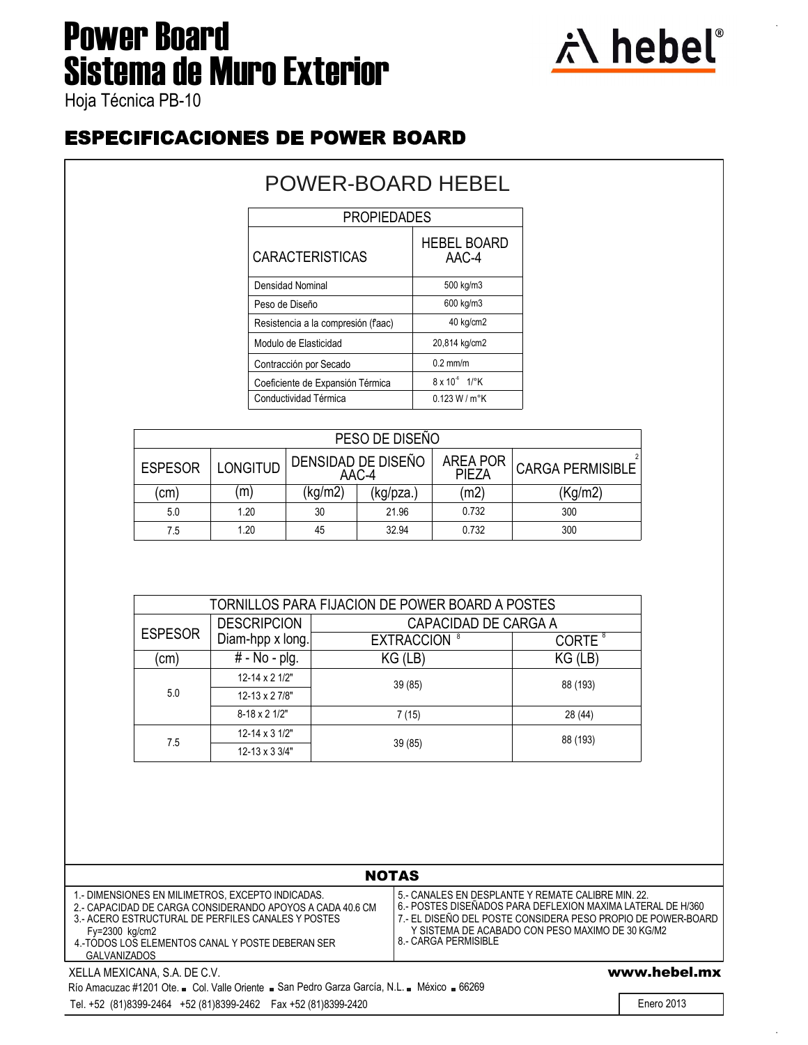# Power Board Sistema de Muro Exterior

Hoja Técnica PB-10

## ESPECIFICACIONES DE POWER BOARD

### POWER-BOARD HEBEL

| PROPIEDADES | |
|---|---|
| CARACTERISTICAS | HEBEL BOARD AAC-4 |
| Densidad Nominal | 500 kg/m3 |
| Peso de Diseño | 600 kg/m3 |
| Resistencia a la compresión (f'aac) | 40 kg/cm2 |
| Modulo de Elasticidad | 20,814 kg/cm2 |
| Contracción por Secado | 0.2 mm/m |
| Coeficiente de Expansión Térmica | $8 \times 10^{-6}$ 1/°K |
| Conductividad Térmica | 0.123 W / m°K |

| PESO DE DISEÑO | | | | | |
|---|---|---|---|---|---|
| ESPESOR | LONGITUD | DENSIDAD DE DISEÑO AAC-4 | | AREA POR PIEZA | CARGA PERMISIBLE [2] |
| (cm) | (m) | (kg/m2) | (kg/pza.) | (m2) | (Kg/m2) |
| 5.0 | 1.20 | 30 | 21.96 | 0.732 | 300 |
| 7.5 | 1.20 | 45 | 32.94 | 0.732 | 300 |

| TORNILLOS PARA FIJACION DE POWER BOARD A POSTES | | | |
|---|---|---|---|
| ESPESOR | DESCRIPCION Diam-hpp x long. | CAPACIDAD DE CARGA A | |
| | | EXTRACCION [8] | CORTE [8] |
| (cm) | # - No - plg. | KG (LB) | KG (LB) |
| 5.0 | 12-14 x 2 1/2" | 39 (85) | 88 (193) |
| | 12-13 x 2 7/8" | | |
| | 8-18 x 2 1/2" | 7 (15) | 28 (44) |
| 7.5 | 12-14 x 3 1/2" | 39 (85) | 88 (193) |
| | 12-13 x 3 3/4" | | |

### NOTAS

1.- DIMENSIONES EN MILIMETROS, EXCEPTO INDICADAS.
2.- CAPACIDAD DE CARGA CONSIDERANDO APOYOS A CADA 40.6 CM
3.- ACERO ESTRUCTURAL DE PERFILES CANALES Y POSTES Fy=2300 kg/cm2
4.-TODOS LOS ELEMENTOS CANAL Y POSTE DEBERAN SER GALVANIZADOS
5.- CANALES EN DESPLANTE Y REMATE CALIBRE MIN. 22.
6.- POSTES DISEÑADOS PARA DEFLEXION MAXIMA LATERAL DE H/360
7.- EL DISEÑO DEL POSTE CONSIDERA PESO PROPIO DE POWER-BOARD Y SISTEMA DE ACABADO CON PESO MAXIMO DE 30 KG/M2
8.- CARGA PERMISIBLE

XELLA MEXICANA, S.A. DE C.V.
Río Amacuzac #1201 Ote. ▪ Col. Valle Oriente ▪ San Pedro Garza García, N.L. ▪ México ▪ 66269
Tel. +52 (81)8399-2464 +52 (81)8399-2462 Fax +52 (81)8399-2420

**www.hebel.mx**

Enero 2013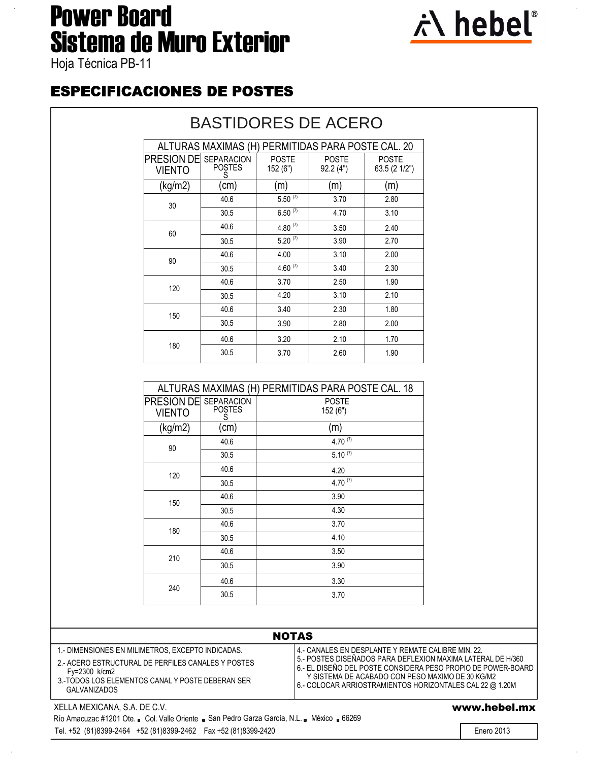# Power Board
# Sistema de Muro Exterior

Hoja Técnica PB-11

hebel®

## ESPECIFICACIONES DE POSTES

### BASTIDORES DE ACERO

ALTURAS MAXIMAS (H) PERMITIDAS PARA POSTE CAL. 20

| PRESION DE VIENTO | SEPARACION POSTES S | POSTE 152 (6") | POSTE 92.2 (4") | POSTE 63.5 (2 1/2") |
|---|---|---|---|---|
| (kg/m2) | (cm) | (m) | (m) | (m) |
| 30 | 40.6 | 5.50 (7) | 3.70 | 2.80 |
| | 30.5 | 6.50 (7) | 4.70 | 3.10 |
| 60 | 40.6 | 4.80 (7) | 3.50 | 2.40 |
| | 30.5 | 5.20 (7) | 3.90 | 2.70 |
| 90 | 40.6 | 4.00 | 3.10 | 2.00 |
| | 30.5 | 4.60 (7) | 3.40 | 2.30 |
| 120 | 40.6 | 3.70 | 2.50 | 1.90 |
| | 30.5 | 4.20 | 3.10 | 2.10 |
| 150 | 40.6 | 3.40 | 2.30 | 1.80 |
| | 30.5 | 3.90 | 2.80 | 2.00 |
| 180 | 40.6 | 3.20 | 2.10 | 1.70 |
| | 30.5 | 3.70 | 2.60 | 1.90 |

ALTURAS MAXIMAS (H) PERMITIDAS PARA POSTE CAL. 18

| PRESION DE VIENTO | SEPARACION POSTES S | POSTE 152 (6") |
|---|---|---|
| (kg/m2) | (cm) | (m) |
| 90 | 40.6 | 4.70 (7) |
| | 30.5 | 5.10 (7) |
| 120 | 40.6 | 4.20 |
| | 30.5 | 4.70 (7) |
| 150 | 40.6 | 3.90 |
| | 30.5 | 4.30 |
| 180 | 40.6 | 3.70 |
| | 30.5 | 4.10 |
| 210 | 40.6 | 3.50 |
| | 30.5 | 3.90 |
| 240 | 40.6 | 3.30 |
| | 30.5 | 3.70 |

### NOTAS

1.- DIMENSIONES EN MILIMETROS, EXCEPTO INDICADAS.

2.- ACERO ESTRUCTURAL DE PERFILES CANALES Y POSTES Fy=2300 k/cm2

3.-TODOS LOS ELEMENTOS CANAL Y POSTE DEBERAN SER GALVANIZADOS

4.- CANALES EN DESPLANTE Y REMATE CALIBRE MIN. 22.

5.- POSTES DISEÑADOS PARA DEFLEXION MAXIMA LATERAL DE H/360

6.- EL DISEÑO DEL POSTE CONSIDERA PESO PROPIO DE POWER-BOARD Y SISTEMA DE ACABADO CON PESO MAXIMO DE 30 KG/M2

6.- COLOCAR ARRIOSTRAMIENTOS HORIZONTALES CAL 22 @ 1.20M

XELLA MEXICANA, S.A. DE C.V.

Río Amacuzac #1201 Ote. Col. Valle Oriente San Pedro Garza García, N.L. México 66269

Tel. +52 (81)8399-2464 +52 (81)8399-2462 Fax +52 (81)8399-2420

www.hebel.mx

Enero 2013